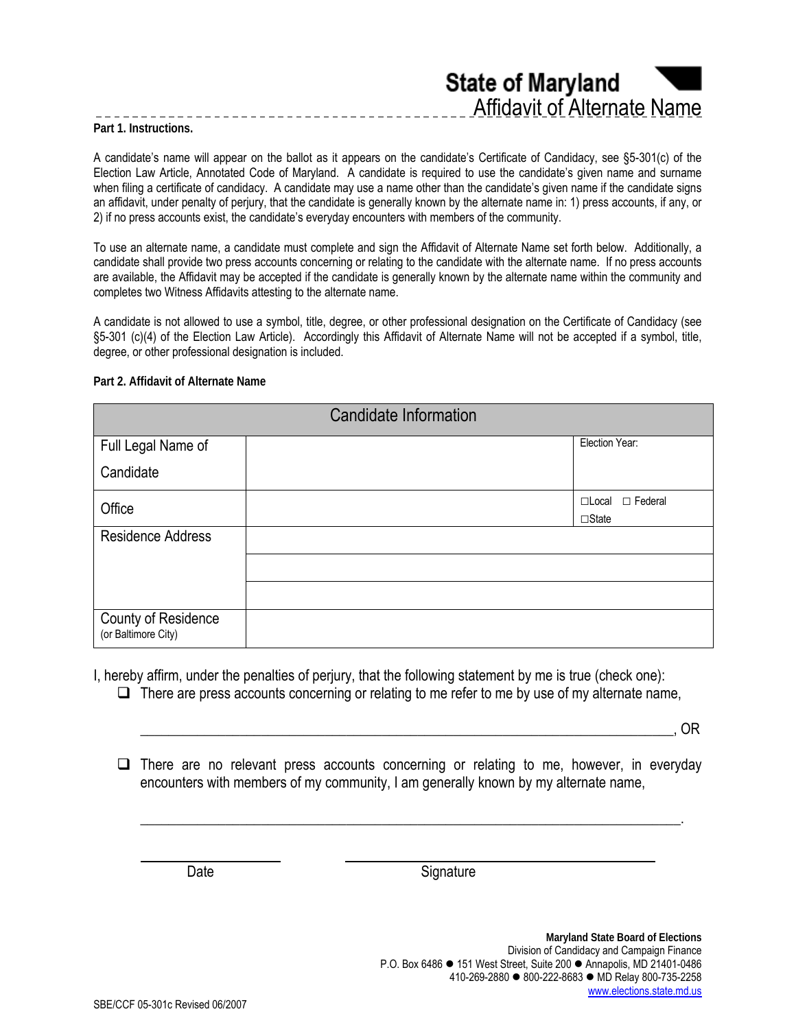# State of Maryland
## Affidavit of Alternate Name

**Part 1. Instructions.**

A candidate's name will appear on the ballot as it appears on the candidate's Certificate of Candidacy, see §5-301(c) of the Election Law Article, Annotated Code of Maryland. A candidate is required to use the candidate's given name and surname when filing a certificate of candidacy. A candidate may use a name other than the candidate's given name if the candidate signs an affidavit, under penalty of perjury, that the candidate is generally known by the alternate name in: 1) press accounts, if any, or 2) if no press accounts exist, the candidate's everyday encounters with members of the community.

To use an alternate name, a candidate must complete and sign the Affidavit of Alternate Name set forth below. Additionally, a candidate shall provide two press accounts concerning or relating to the candidate with the alternate name. If no press accounts are available, the Affidavit may be accepted if the candidate is generally known by the alternate name within the community and completes two Witness Affidavits attesting to the alternate name.

A candidate is not allowed to use a symbol, title, degree, or other professional designation on the Certificate of Candidacy (see §5-301 (c)(4) of the Election Law Article). Accordingly this Affidavit of Alternate Name will not be accepted if a symbol, title, degree, or other professional designation is included.

**Part 2. Affidavit of Alternate Name**

| Candidate Information | | |
|---|---|---|
| Full Legal Name of Candidate | | Election Year: |
| Office | | ☐Local ☐ Federal ☐State |
| Residence Address | | |
| | | |
| | | |
| County of Residence (or Baltimore City) | | |

I, hereby affirm, under the penalties of perjury, that the following statement by me is true (check one):

- ☐ There are press accounts concerning or relating to me refer to me by use of my alternate name,

  ______________________________________________________________________, OR

- ☐ There are no relevant press accounts concerning or relating to me, however, in everyday encounters with members of my community, I am generally known by my alternate name,

  ______________________________________________________________________.

_________________ Date _________________________________ Signature

**Maryland State Board of Elections**
Division of Candidacy and Campaign Finance
P.O. Box 6486 ● 151 West Street, Suite 200 ● Annapolis, MD 21401-0486
410-269-2880 ● 800-222-8683 ● MD Relay 800-735-2258
www.elections.state.md.us

SBE/CCF 05-301c Revised 06/2007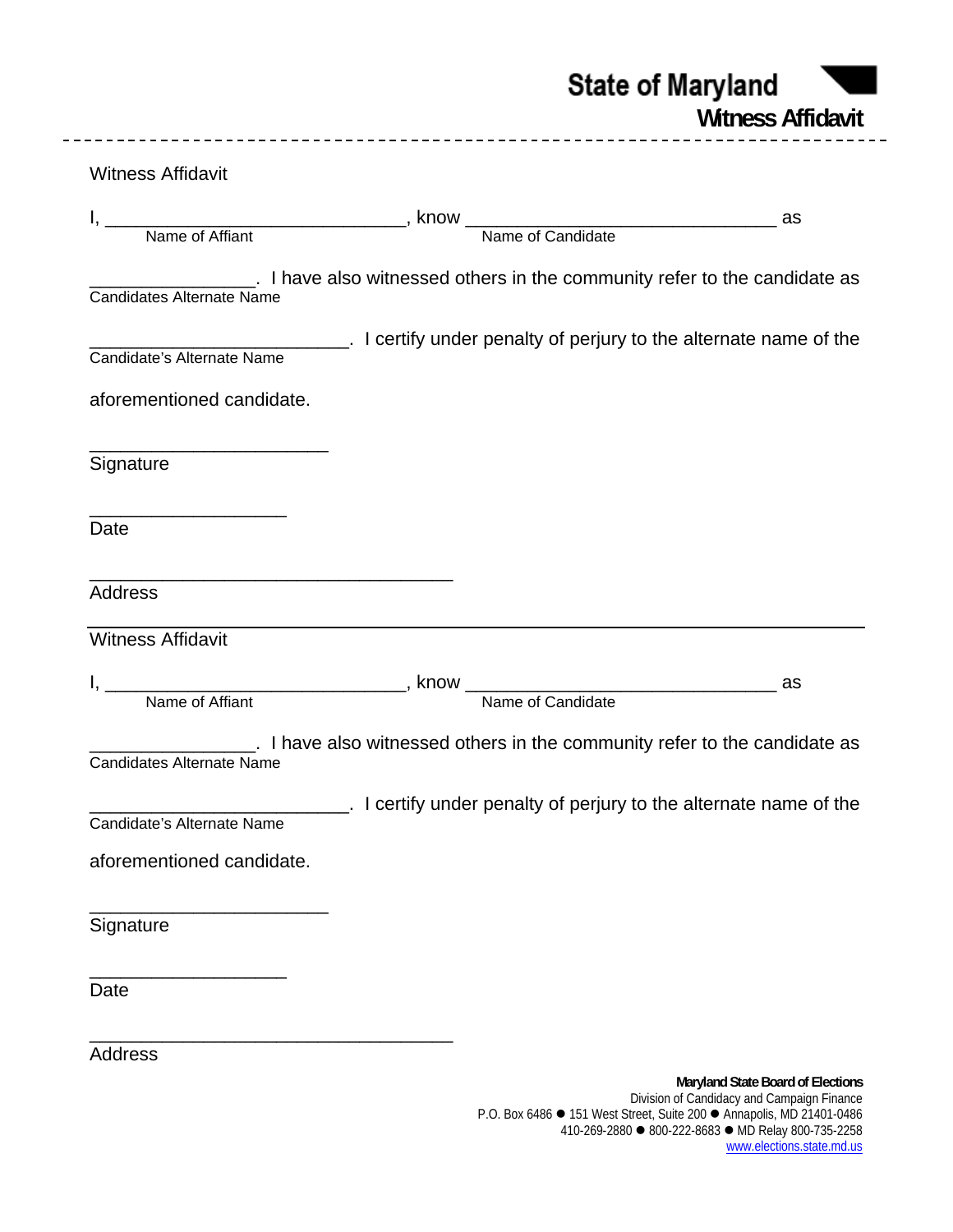# State of Maryland

## Witness Affidavit

---

Witness Affidavit

I, ______________________________, know ______________________________ as
Name of Affiant — Name of Candidate

________________. I have also witnessed others in the community refer to the candidate as
Candidates Alternate Name

__________________________. I certify under penalty of perjury to the alternate name of the
Candidate's Alternate Name

aforementioned candidate.

________________________
Signature

____________________
Date

____________________________________
Address

---

Witness Affidavit

I, ______________________________, know ______________________________ as
Name of Affiant — Name of Candidate

________________. I have also witnessed others in the community refer to the candidate as
Candidates Alternate Name

__________________________. I certify under penalty of perjury to the alternate name of the
Candidate's Alternate Name

aforementioned candidate.

________________________
Signature

____________________
Date

____________________________________
Address

**Maryland State Board of Elections**
Division of Candidacy and Campaign Finance
P.O. Box 6486 ● 151 West Street, Suite 200 ● Annapolis, MD 21401-0486
410-269-2880 ● 800-222-8683 ● MD Relay 800-735-2258
www.elections.state.md.us